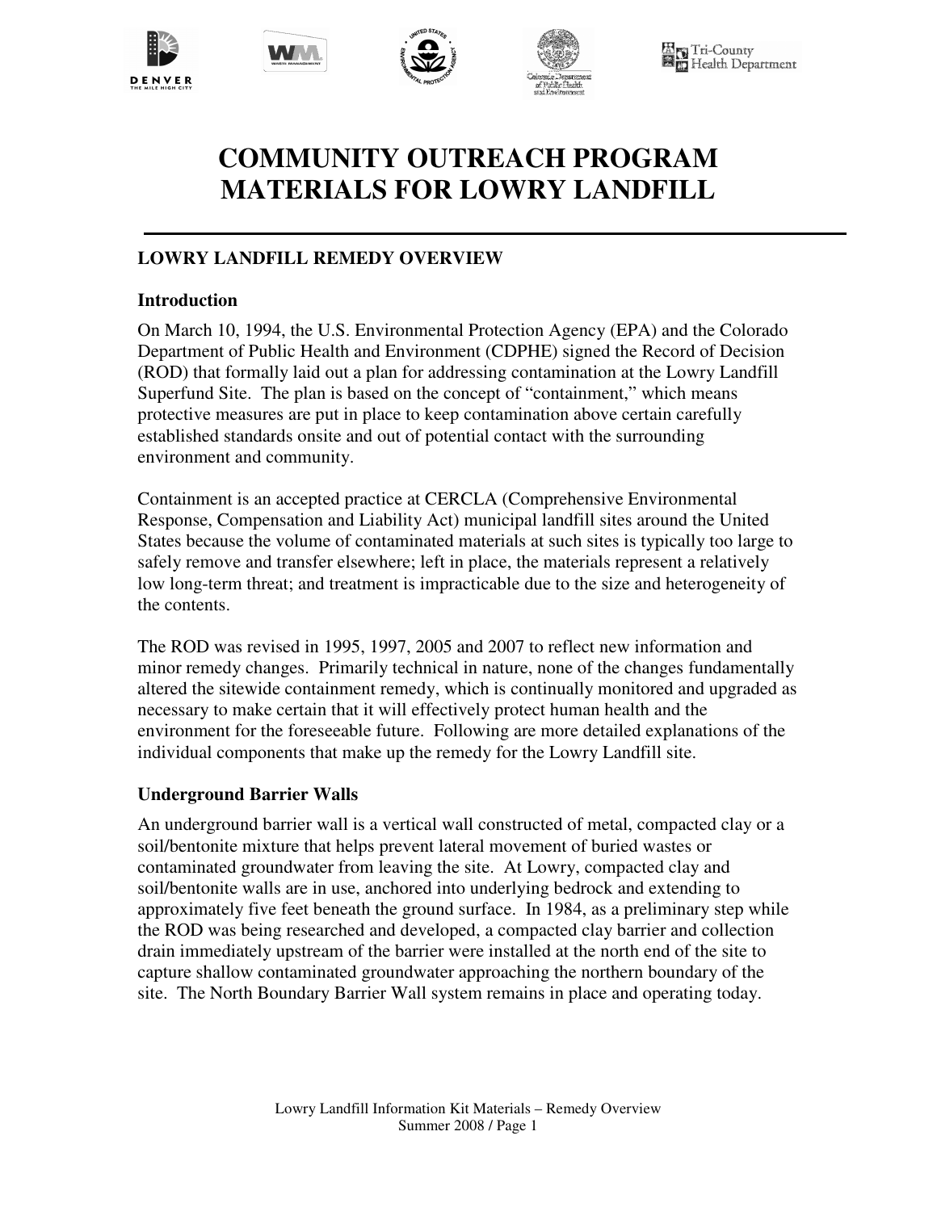# COMMUNITY OUTREACH PROGRAM MATERIALS FOR LOWRY LANDFILL

## LOWRY LANDFILL REMEDY OVERVIEW

### Introduction

On March 10, 1994, the U.S. Environmental Protection Agency (EPA) and the Colorado Department of Public Health and Environment (CDPHE) signed the Record of Decision (ROD) that formally laid out a plan for addressing contamination at the Lowry Landfill Superfund Site. The plan is based on the concept of "containment," which means protective measures are put in place to keep contamination above certain carefully established standards onsite and out of potential contact with the surrounding environment and community.

Containment is an accepted practice at CERCLA (Comprehensive Environmental Response, Compensation and Liability Act) municipal landfill sites around the United States because the volume of contaminated materials at such sites is typically too large to safely remove and transfer elsewhere; left in place, the materials represent a relatively low long-term threat; and treatment is impracticable due to the size and heterogeneity of the contents.

The ROD was revised in 1995, 1997, 2005 and 2007 to reflect new information and minor remedy changes. Primarily technical in nature, none of the changes fundamentally altered the sitewide containment remedy, which is continually monitored and upgraded as necessary to make certain that it will effectively protect human health and the environment for the foreseeable future. Following are more detailed explanations of the individual components that make up the remedy for the Lowry Landfill site.

### Underground Barrier Walls

An underground barrier wall is a vertical wall constructed of metal, compacted clay or a soil/bentonite mixture that helps prevent lateral movement of buried wastes or contaminated groundwater from leaving the site. At Lowry, compacted clay and soil/bentonite walls are in use, anchored into underlying bedrock and extending to approximately five feet beneath the ground surface. In 1984, as a preliminary step while the ROD was being researched and developed, a compacted clay barrier and collection drain immediately upstream of the barrier were installed at the north end of the site to capture shallow contaminated groundwater approaching the northern boundary of the site. The North Boundary Barrier Wall system remains in place and operating today.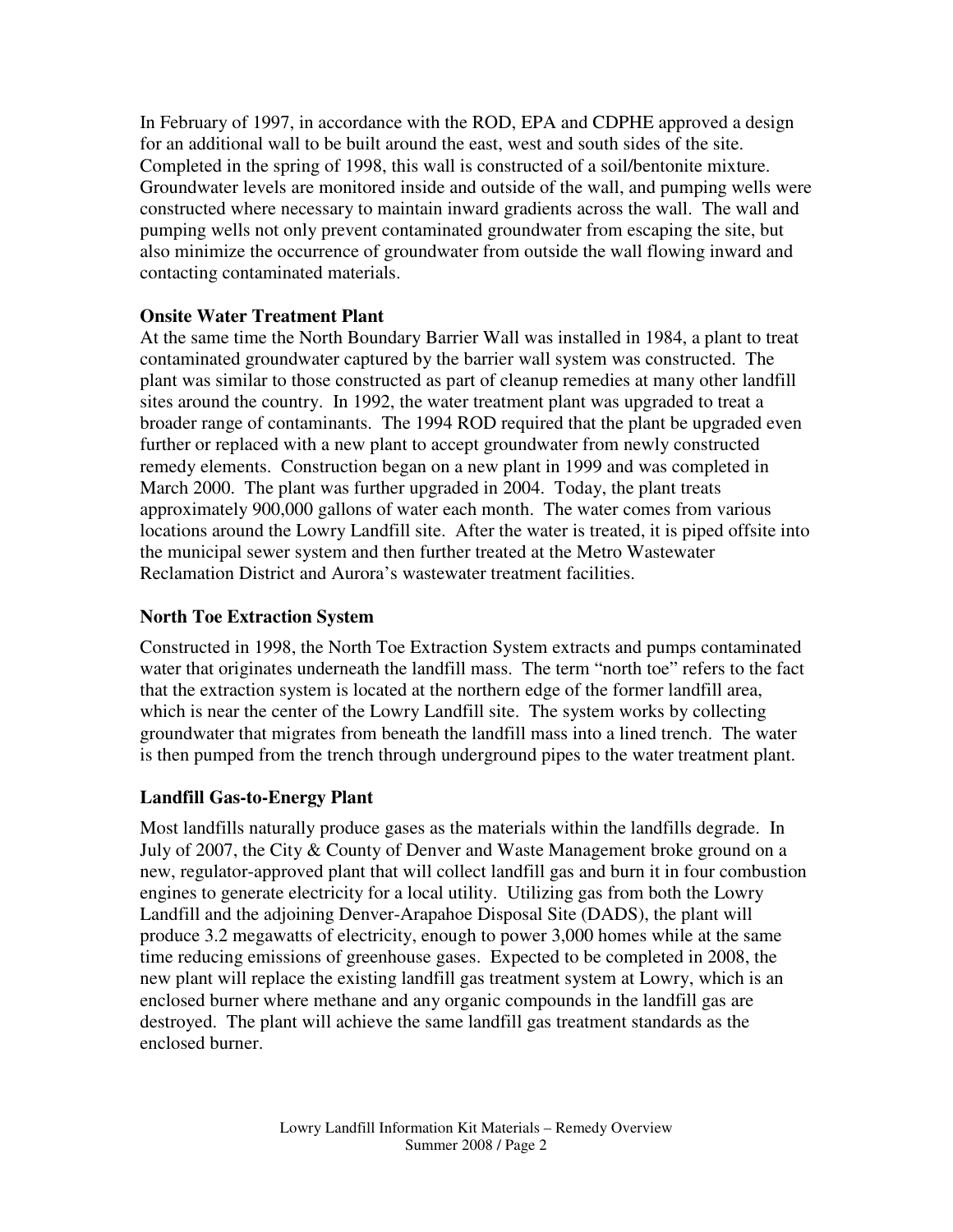In February of 1997, in accordance with the ROD, EPA and CDPHE approved a design for an additional wall to be built around the east, west and south sides of the site. Completed in the spring of 1998, this wall is constructed of a soil/bentonite mixture. Groundwater levels are monitored inside and outside of the wall, and pumping wells were constructed where necessary to maintain inward gradients across the wall. The wall and pumping wells not only prevent contaminated groundwater from escaping the site, but also minimize the occurrence of groundwater from outside the wall flowing inward and contacting contaminated materials.

**Onsite Water Treatment Plant**

At the same time the North Boundary Barrier Wall was installed in 1984, a plant to treat contaminated groundwater captured by the barrier wall system was constructed. The plant was similar to those constructed as part of cleanup remedies at many other landfill sites around the country. In 1992, the water treatment plant was upgraded to treat a broader range of contaminants. The 1994 ROD required that the plant be upgraded even further or replaced with a new plant to accept groundwater from newly constructed remedy elements. Construction began on a new plant in 1999 and was completed in March 2000. The plant was further upgraded in 2004. Today, the plant treats approximately 900,000 gallons of water each month. The water comes from various locations around the Lowry Landfill site. After the water is treated, it is piped offsite into the municipal sewer system and then further treated at the Metro Wastewater Reclamation District and Aurora's wastewater treatment facilities.

**North Toe Extraction System**

Constructed in 1998, the North Toe Extraction System extracts and pumps contaminated water that originates underneath the landfill mass. The term "north toe" refers to the fact that the extraction system is located at the northern edge of the former landfill area, which is near the center of the Lowry Landfill site. The system works by collecting groundwater that migrates from beneath the landfill mass into a lined trench. The water is then pumped from the trench through underground pipes to the water treatment plant.

**Landfill Gas-to-Energy Plant**

Most landfills naturally produce gases as the materials within the landfills degrade. In July of 2007, the City & County of Denver and Waste Management broke ground on a new, regulator-approved plant that will collect landfill gas and burn it in four combustion engines to generate electricity for a local utility. Utilizing gas from both the Lowry Landfill and the adjoining Denver-Arapahoe Disposal Site (DADS), the plant will produce 3.2 megawatts of electricity, enough to power 3,000 homes while at the same time reducing emissions of greenhouse gases. Expected to be completed in 2008, the new plant will replace the existing landfill gas treatment system at Lowry, which is an enclosed burner where methane and any organic compounds in the landfill gas are destroyed. The plant will achieve the same landfill gas treatment standards as the enclosed burner.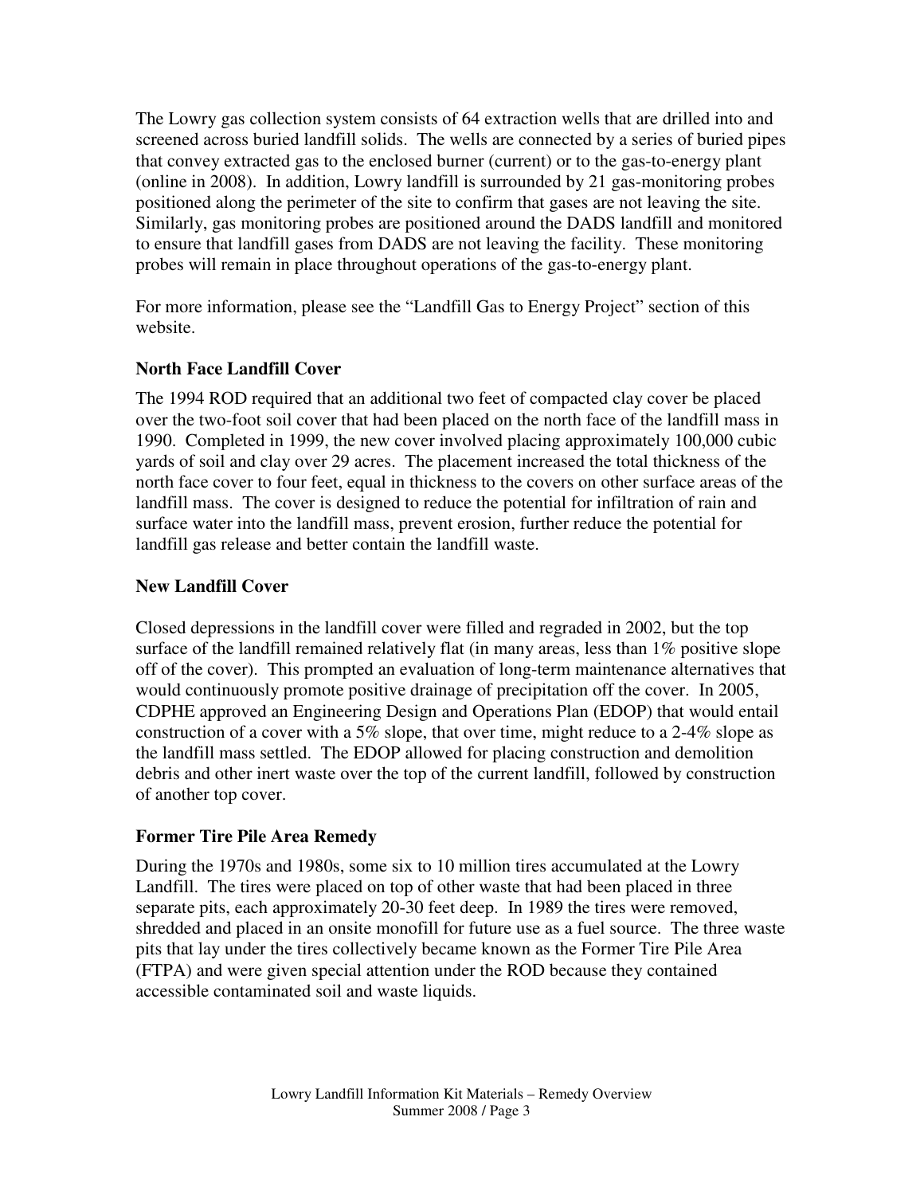The Lowry gas collection system consists of 64 extraction wells that are drilled into and screened across buried landfill solids. The wells are connected by a series of buried pipes that convey extracted gas to the enclosed burner (current) or to the gas-to-energy plant (online in 2008). In addition, Lowry landfill is surrounded by 21 gas-monitoring probes positioned along the perimeter of the site to confirm that gases are not leaving the site. Similarly, gas monitoring probes are positioned around the DADS landfill and monitored to ensure that landfill gases from DADS are not leaving the facility. These monitoring probes will remain in place throughout operations of the gas-to-energy plant.

For more information, please see the "Landfill Gas to Energy Project" section of this website.

### North Face Landfill Cover

The 1994 ROD required that an additional two feet of compacted clay cover be placed over the two-foot soil cover that had been placed on the north face of the landfill mass in 1990. Completed in 1999, the new cover involved placing approximately 100,000 cubic yards of soil and clay over 29 acres. The placement increased the total thickness of the north face cover to four feet, equal in thickness to the covers on other surface areas of the landfill mass. The cover is designed to reduce the potential for infiltration of rain and surface water into the landfill mass, prevent erosion, further reduce the potential for landfill gas release and better contain the landfill waste.

### New Landfill Cover

Closed depressions in the landfill cover were filled and regraded in 2002, but the top surface of the landfill remained relatively flat (in many areas, less than 1% positive slope off of the cover). This prompted an evaluation of long-term maintenance alternatives that would continuously promote positive drainage of precipitation off the cover. In 2005, CDPHE approved an Engineering Design and Operations Plan (EDOP) that would entail construction of a cover with a 5% slope, that over time, might reduce to a 2-4% slope as the landfill mass settled. The EDOP allowed for placing construction and demolition debris and other inert waste over the top of the current landfill, followed by construction of another top cover.

### Former Tire Pile Area Remedy

During the 1970s and 1980s, some six to 10 million tires accumulated at the Lowry Landfill. The tires were placed on top of other waste that had been placed in three separate pits, each approximately 20-30 feet deep. In 1989 the tires were removed, shredded and placed in an onsite monofill for future use as a fuel source. The three waste pits that lay under the tires collectively became known as the Former Tire Pile Area (FTPA) and were given special attention under the ROD because they contained accessible contaminated soil and waste liquids.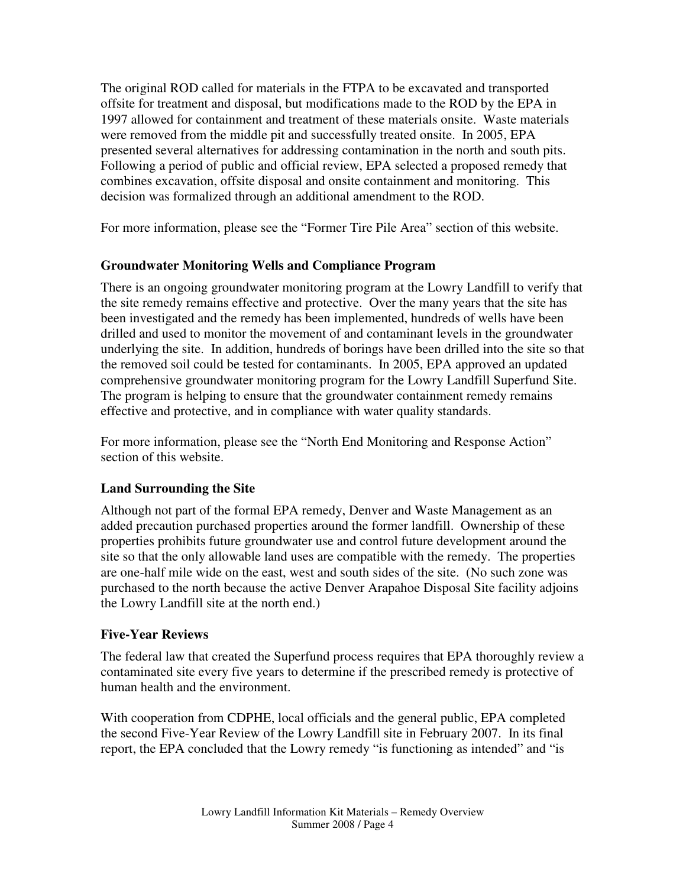The original ROD called for materials in the FTPA to be excavated and transported offsite for treatment and disposal, but modifications made to the ROD by the EPA in 1997 allowed for containment and treatment of these materials onsite. Waste materials were removed from the middle pit and successfully treated onsite. In 2005, EPA presented several alternatives for addressing contamination in the north and south pits. Following a period of public and official review, EPA selected a proposed remedy that combines excavation, offsite disposal and onsite containment and monitoring. This decision was formalized through an additional amendment to the ROD.

For more information, please see the "Former Tire Pile Area" section of this website.

### Groundwater Monitoring Wells and Compliance Program

There is an ongoing groundwater monitoring program at the Lowry Landfill to verify that the site remedy remains effective and protective. Over the many years that the site has been investigated and the remedy has been implemented, hundreds of wells have been drilled and used to monitor the movement of and contaminant levels in the groundwater underlying the site. In addition, hundreds of borings have been drilled into the site so that the removed soil could be tested for contaminants. In 2005, EPA approved an updated comprehensive groundwater monitoring program for the Lowry Landfill Superfund Site. The program is helping to ensure that the groundwater containment remedy remains effective and protective, and in compliance with water quality standards.

For more information, please see the "North End Monitoring and Response Action" section of this website.

### Land Surrounding the Site

Although not part of the formal EPA remedy, Denver and Waste Management as an added precaution purchased properties around the former landfill. Ownership of these properties prohibits future groundwater use and control future development around the site so that the only allowable land uses are compatible with the remedy. The properties are one-half mile wide on the east, west and south sides of the site. (No such zone was purchased to the north because the active Denver Arapahoe Disposal Site facility adjoins the Lowry Landfill site at the north end.)

### Five-Year Reviews

The federal law that created the Superfund process requires that EPA thoroughly review a contaminated site every five years to determine if the prescribed remedy is protective of human health and the environment.

With cooperation from CDPHE, local officials and the general public, EPA completed the second Five-Year Review of the Lowry Landfill site in February 2007. In its final report, the EPA concluded that the Lowry remedy "is functioning as intended" and "is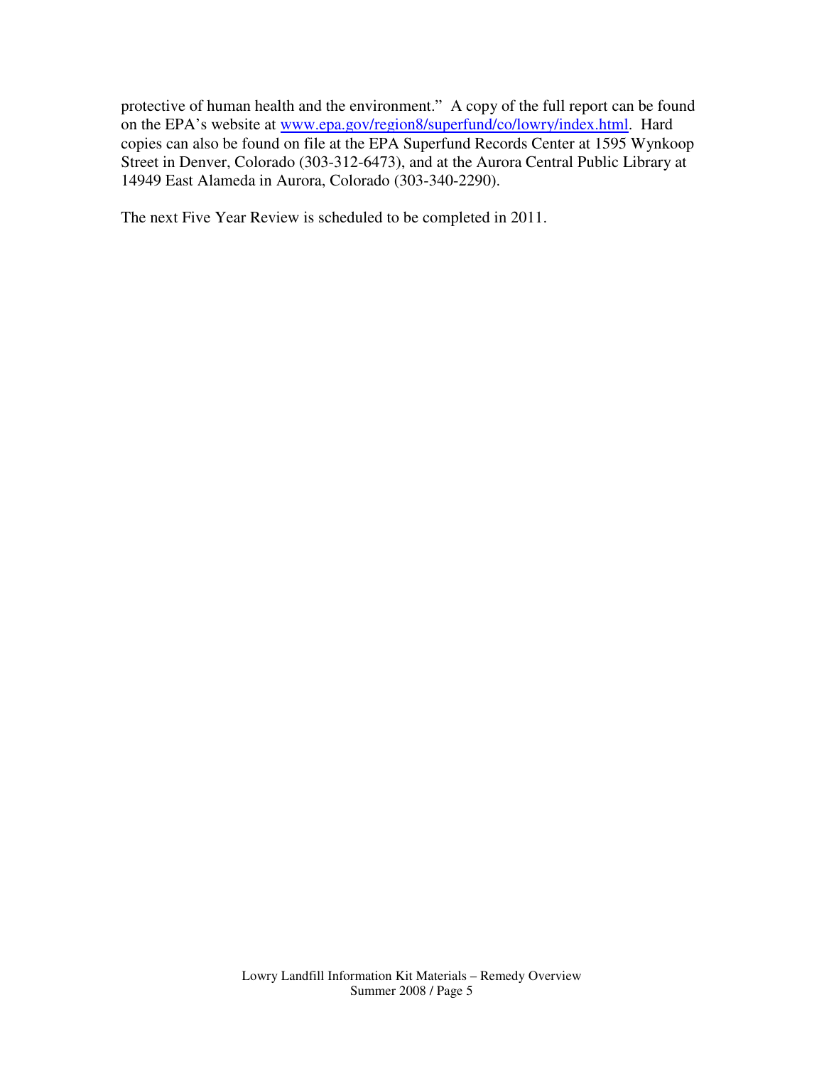protective of human health and the environment." A copy of the full report can be found on the EPA's website at [www.epa.gov/region8/superfund/co/lowry/index.html](www.epa.gov/region8/superfund/co/lowry/index.html). Hard copies can also be found on file at the EPA Superfund Records Center at 1595 Wynkoop Street in Denver, Colorado (303-312-6473), and at the Aurora Central Public Library at 14949 East Alameda in Aurora, Colorado (303-340-2290).

The next Five Year Review is scheduled to be completed in 2011.